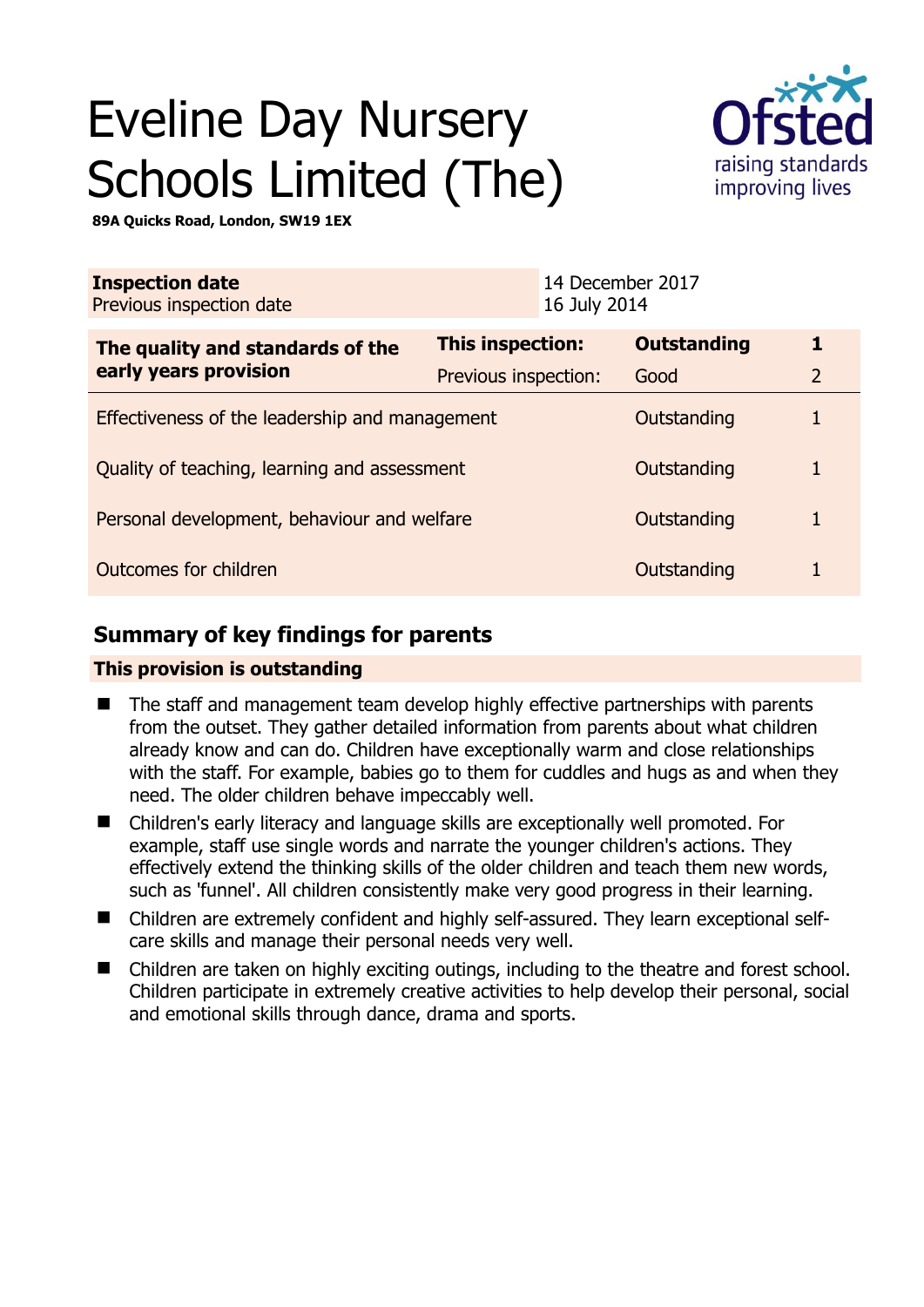# Eveline Day Nursery Schools Limited (The)

**89A Quicks Road, London, SW19 1EX**

| **Inspection date** | 14 December 2017 |
|---|---|
| Previous inspection date | 16 July 2014 |

| **The quality and standards of the early years provision** | **This inspection:** | **Outstanding** | **1** |
|---|---|---|---|
| | Previous inspection: | Good | 2 |
| Effectiveness of the leadership and management | | Outstanding | 1 |
| Quality of teaching, learning and assessment | | Outstanding | 1 |
| Personal development, behaviour and welfare | | Outstanding | 1 |
| Outcomes for children | | Outstanding | 1 |

## Summary of key findings for parents

**This provision is outstanding**

- The staff and management team develop highly effective partnerships with parents from the outset. They gather detailed information from parents about what children already know and can do. Children have exceptionally warm and close relationships with the staff. For example, babies go to them for cuddles and hugs as and when they need. The older children behave impeccably well.
- Children's early literacy and language skills are exceptionally well promoted. For example, staff use single words and narrate the younger children's actions. They effectively extend the thinking skills of the older children and teach them new words, such as 'funnel'. All children consistently make very good progress in their learning.
- Children are extremely confident and highly self-assured. They learn exceptional self-care skills and manage their personal needs very well.
- Children are taken on highly exciting outings, including to the theatre and forest school. Children participate in extremely creative activities to help develop their personal, social and emotional skills through dance, drama and sports.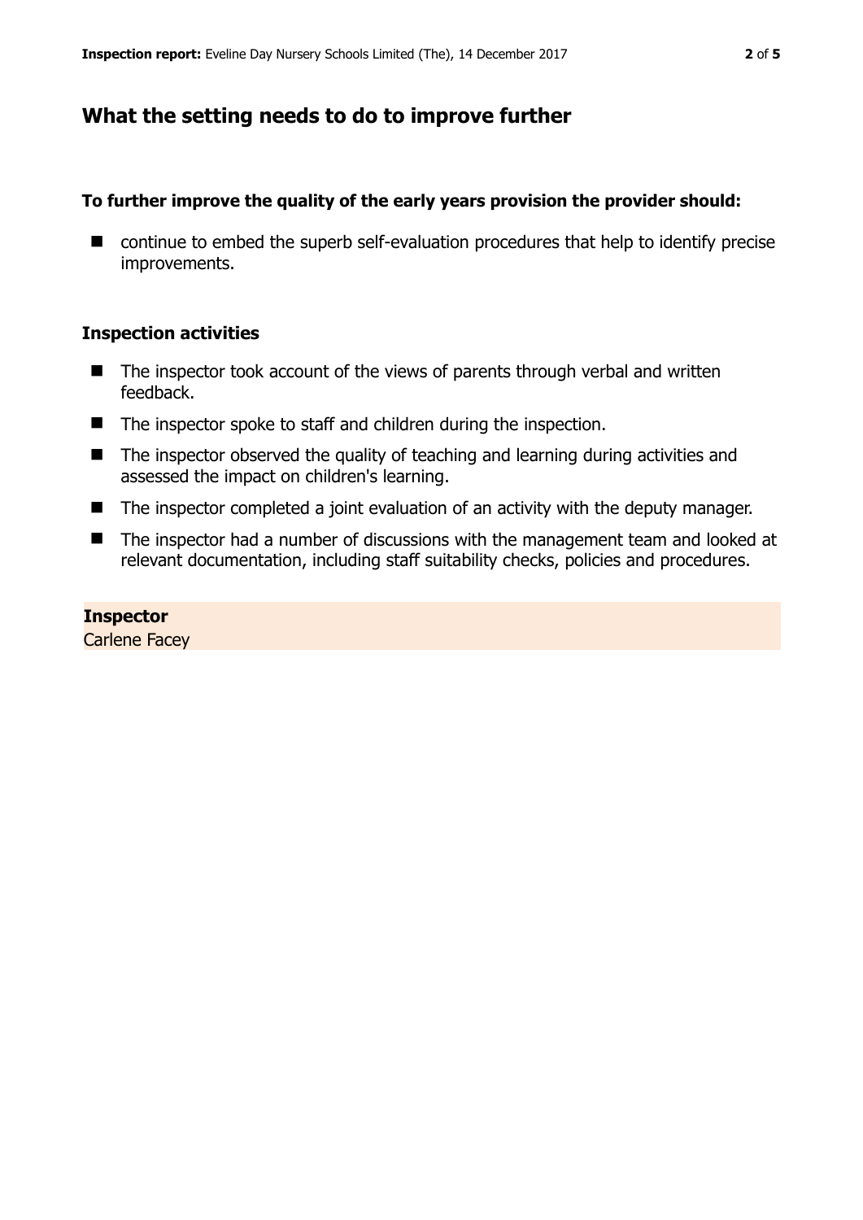## What the setting needs to do to improve further

**To further improve the quality of the early years provision the provider should:**

- continue to embed the superb self-evaluation procedures that help to identify precise improvements.

### Inspection activities

- The inspector took account of the views of parents through verbal and written feedback.
- The inspector spoke to staff and children during the inspection.
- The inspector observed the quality of teaching and learning during activities and assessed the impact on children's learning.
- The inspector completed a joint evaluation of an activity with the deputy manager.
- The inspector had a number of discussions with the management team and looked at relevant documentation, including staff suitability checks, policies and procedures.

**Inspector**
Carlene Facey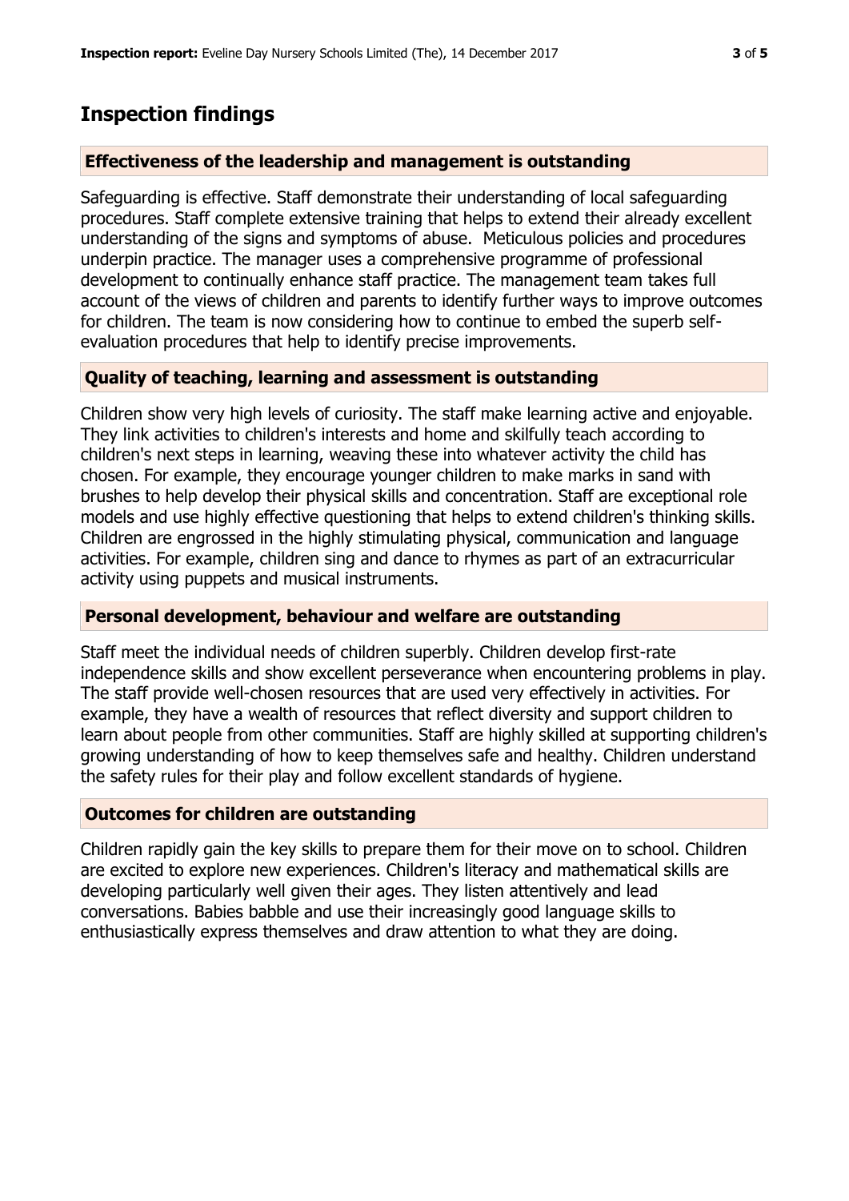## Inspection findings

### Effectiveness of the leadership and management is outstanding

Safeguarding is effective. Staff demonstrate their understanding of local safeguarding procedures. Staff complete extensive training that helps to extend their already excellent understanding of the signs and symptoms of abuse. Meticulous policies and procedures underpin practice. The manager uses a comprehensive programme of professional development to continually enhance staff practice. The management team takes full account of the views of children and parents to identify further ways to improve outcomes for children. The team is now considering how to continue to embed the superb self-evaluation procedures that help to identify precise improvements.

### Quality of teaching, learning and assessment is outstanding

Children show very high levels of curiosity. The staff make learning active and enjoyable. They link activities to children's interests and home and skilfully teach according to children's next steps in learning, weaving these into whatever activity the child has chosen. For example, they encourage younger children to make marks in sand with brushes to help develop their physical skills and concentration. Staff are exceptional role models and use highly effective questioning that helps to extend children's thinking skills. Children are engrossed in the highly stimulating physical, communication and language activities. For example, children sing and dance to rhymes as part of an extracurricular activity using puppets and musical instruments.

### Personal development, behaviour and welfare are outstanding

Staff meet the individual needs of children superbly. Children develop first-rate independence skills and show excellent perseverance when encountering problems in play. The staff provide well-chosen resources that are used very effectively in activities. For example, they have a wealth of resources that reflect diversity and support children to learn about people from other communities. Staff are highly skilled at supporting children's growing understanding of how to keep themselves safe and healthy. Children understand the safety rules for their play and follow excellent standards of hygiene.

### Outcomes for children are outstanding

Children rapidly gain the key skills to prepare them for their move on to school. Children are excited to explore new experiences. Children's literacy and mathematical skills are developing particularly well given their ages. They listen attentively and lead conversations. Babies babble and use their increasingly good language skills to enthusiastically express themselves and draw attention to what they are doing.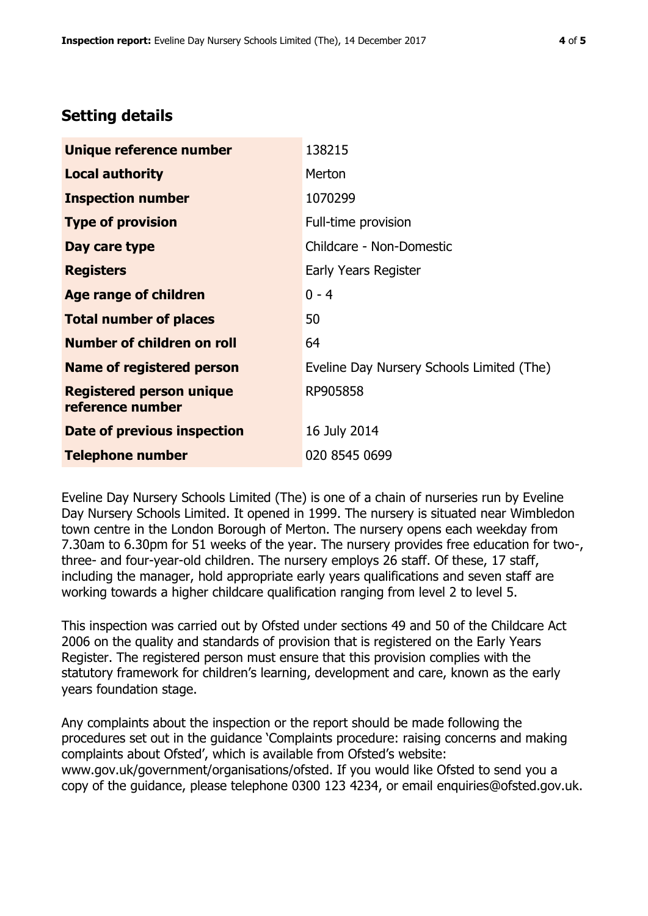## Setting details

| | |
|---|---|
| **Unique reference number** | 138215 |
| **Local authority** | Merton |
| **Inspection number** | 1070299 |
| **Type of provision** | Full-time provision |
| **Day care type** | Childcare - Non-Domestic |
| **Registers** | Early Years Register |
| **Age range of children** | 0 - 4 |
| **Total number of places** | 50 |
| **Number of children on roll** | 64 |
| **Name of registered person** | Eveline Day Nursery Schools Limited (The) |
| **Registered person unique reference number** | RP905858 |
| **Date of previous inspection** | 16 July 2014 |
| **Telephone number** | 020 8545 0699 |

Eveline Day Nursery Schools Limited (The) is one of a chain of nurseries run by Eveline Day Nursery Schools Limited. It opened in 1999. The nursery is situated near Wimbledon town centre in the London Borough of Merton. The nursery opens each weekday from 7.30am to 6.30pm for 51 weeks of the year. The nursery provides free education for two-, three- and four-year-old children. The nursery employs 26 staff. Of these, 17 staff, including the manager, hold appropriate early years qualifications and seven staff are working towards a higher childcare qualification ranging from level 2 to level 5.

This inspection was carried out by Ofsted under sections 49 and 50 of the Childcare Act 2006 on the quality and standards of provision that is registered on the Early Years Register. The registered person must ensure that this provision complies with the statutory framework for children's learning, development and care, known as the early years foundation stage.

Any complaints about the inspection or the report should be made following the procedures set out in the guidance 'Complaints procedure: raising concerns and making complaints about Ofsted', which is available from Ofsted's website: www.gov.uk/government/organisations/ofsted. If you would like Ofsted to send you a copy of the guidance, please telephone 0300 123 4234, or email enquiries@ofsted.gov.uk.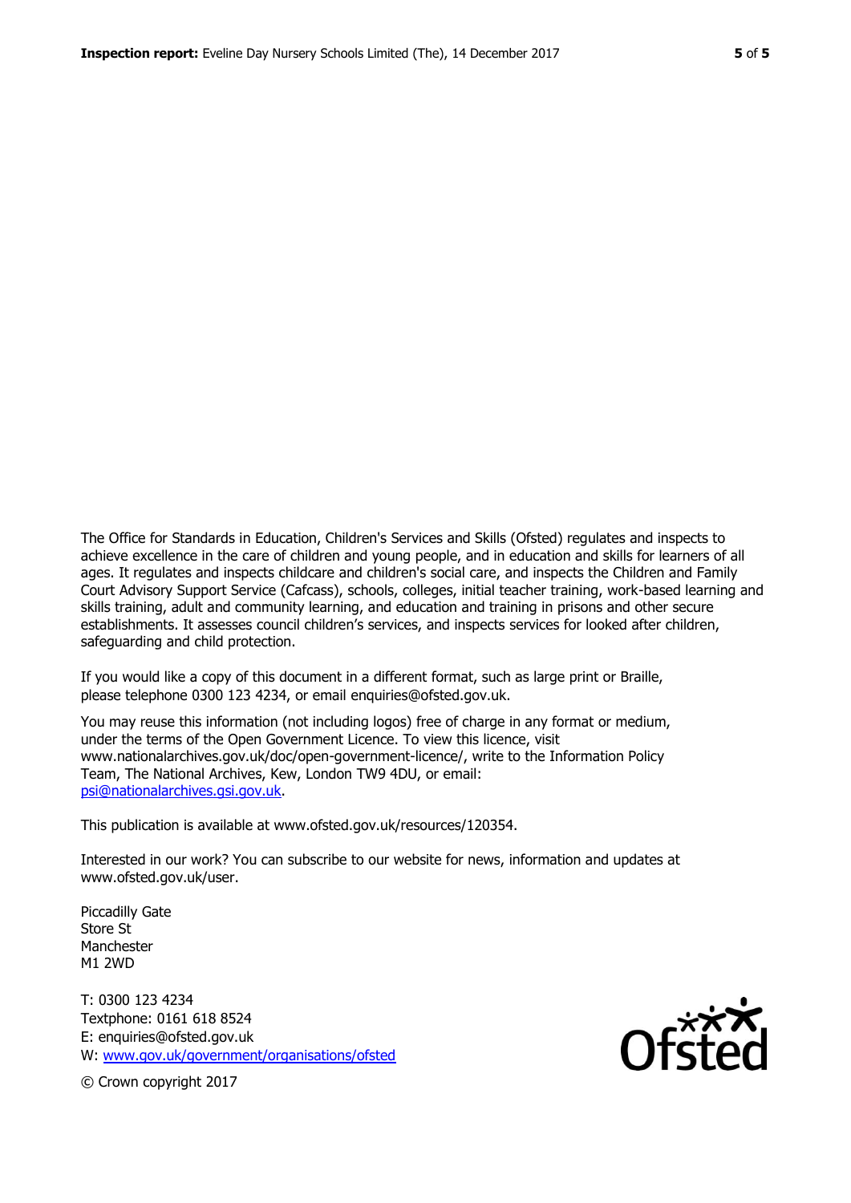The Office for Standards in Education, Children's Services and Skills (Ofsted) regulates and inspects to achieve excellence in the care of children and young people, and in education and skills for learners of all ages. It regulates and inspects childcare and children's social care, and inspects the Children and Family Court Advisory Support Service (Cafcass), schools, colleges, initial teacher training, work-based learning and skills training, adult and community learning, and education and training in prisons and other secure establishments. It assesses council children's services, and inspects services for looked after children, safeguarding and child protection.

If you would like a copy of this document in a different format, such as large print or Braille, please telephone 0300 123 4234, or email enquiries@ofsted.gov.uk.

You may reuse this information (not including logos) free of charge in any format or medium, under the terms of the Open Government Licence. To view this licence, visit www.nationalarchives.gov.uk/doc/open-government-licence/, write to the Information Policy Team, The National Archives, Kew, London TW9 4DU, or email: psi@nationalarchives.gsi.gov.uk.

This publication is available at www.ofsted.gov.uk/resources/120354.

Interested in our work? You can subscribe to our website for news, information and updates at www.ofsted.gov.uk/user.

Piccadilly Gate
Store St
Manchester
M1 2WD

T: 0300 123 4234
Textphone: 0161 618 8524
E: enquiries@ofsted.gov.uk
W: www.gov.uk/government/organisations/ofsted

© Crown copyright 2017